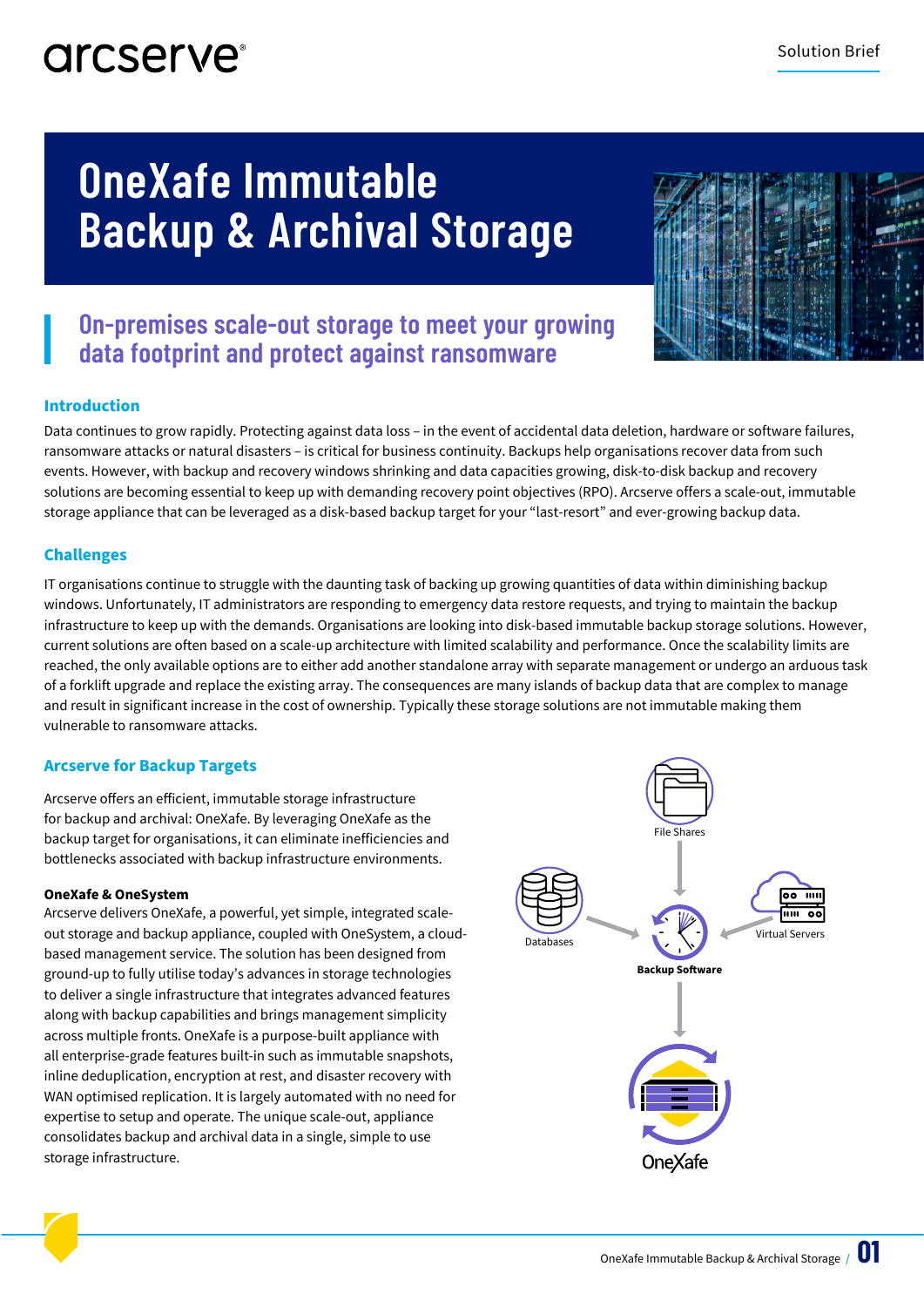# OneXafe Immutable Backup & Archival Storage

## On-premises scale-out storage to meet your growing data footprint and protect against ransomware

### Introduction

Data continues to grow rapidly. Protecting against data loss – in the event of accidental data deletion, hardware or software failures, ransomware attacks or natural disasters – is critical for business continuity. Backups help organisations recover data from such events. However, with backup and recovery windows shrinking and data capacities growing, disk-to-disk backup and recovery solutions are becoming essential to keep up with demanding recovery point objectives (RPO). Arcserve offers a scale-out, immutable storage appliance that can be leveraged as a disk-based backup target for your "last-resort" and ever-growing backup data.

### Challenges

IT organisations continue to struggle with the daunting task of backing up growing quantities of data within diminishing backup windows. Unfortunately, IT administrators are responding to emergency data restore requests, and trying to maintain the backup infrastructure to keep up with the demands. Organisations are looking into disk-based immutable backup storage solutions. However, current solutions are often based on a scale-up architecture with limited scalability and performance. Once the scalability limits are reached, the only available options are to either add another standalone array with separate management or undergo an arduous task of a forklift upgrade and replace the existing array. The consequences are many islands of backup data that are complex to manage and result in significant increase in the cost of ownership. Typically these storage solutions are not immutable making them vulnerable to ransomware attacks.

### Arcserve for Backup Targets

Arcserve offers an efficient, immutable storage infrastructure for backup and archival: OneXafe. By leveraging OneXafe as the backup target for organisations, it can eliminate inefficiencies and bottlenecks associated with backup infrastructure environments.

**OneXafe & OneSystem**

Arcserve delivers OneXafe, a powerful, yet simple, integrated scale-out storage and backup appliance, coupled with OneSystem, a cloud-based management service. The solution has been designed from ground-up to fully utilise today's advances in storage technologies to deliver a single infrastructure that integrates advanced features along with backup capabilities and brings management simplicity across multiple fronts. OneXafe is a purpose-built appliance with all enterprise-grade features built-in such as immutable snapshots, inline deduplication, encryption at rest, and disaster recovery with WAN optimised replication. It is largely automated with no need for expertise to setup and operate. The unique scale-out, appliance consolidates backup and archival data in a single, simple to use storage infrastructure.

File Shares

Databases

Virtual Servers

Backup Software

OneXafe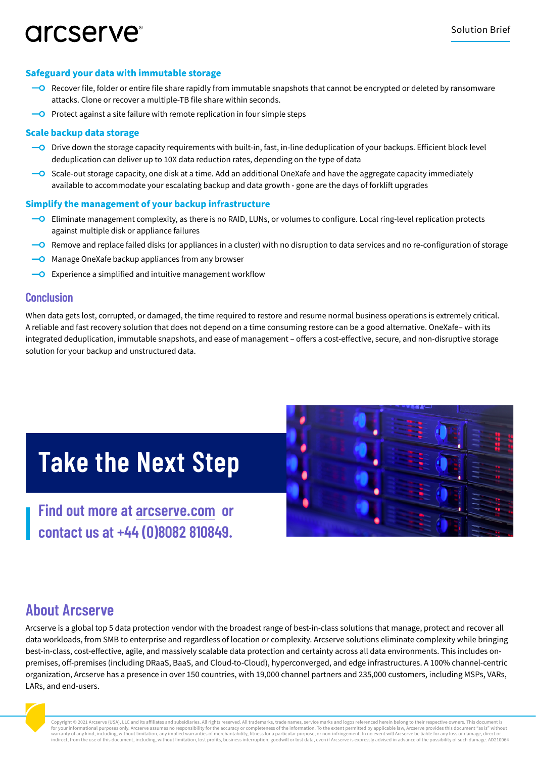## Safeguard your data with immutable storage

- Recover file, folder or entire file share rapidly from immutable snapshots that cannot be encrypted or deleted by ransomware attacks. Clone or recover a multiple-TB file share within seconds.
- Protect against a site failure with remote replication in four simple steps

## Scale backup data storage

- Drive down the storage capacity requirements with built-in, fast, in-line deduplication of your backups. Efficient block level deduplication can deliver up to 10X data reduction rates, depending on the type of data
- Scale-out storage capacity, one disk at a time. Add an additional OneXafe and have the aggregate capacity immediately available to accommodate your escalating backup and data growth - gone are the days of forklift upgrades

## Simplify the management of your backup infrastructure

- Eliminate management complexity, as there is no RAID, LUNs, or volumes to configure. Local ring-level replication protects against multiple disk or appliance failures
- Remove and replace failed disks (or appliances in a cluster) with no disruption to data services and no re-configuration of storage
- Manage OneXafe backup appliances from any browser
- Experience a simplified and intuitive management workflow

## Conclusion

When data gets lost, corrupted, or damaged, the time required to restore and resume normal business operations is extremely critical. A reliable and fast recovery solution that does not depend on a time consuming restore can be a good alternative. OneXafe– with its integrated deduplication, immutable snapshots, and ease of management – offers a cost-effective, secure, and non-disruptive storage solution for your backup and unstructured data.

# Take the Next Step

**Find out more at arcserve.com or contact us at +44 (0)8082 810849.**

## About Arcserve

Arcserve is a global top 5 data protection vendor with the broadest range of best-in-class solutions that manage, protect and recover all data workloads, from SMB to enterprise and regardless of location or complexity. Arcserve solutions eliminate complexity while bringing best-in-class, cost-effective, agile, and massively scalable data protection and certainty across all data environments. This includes on-premises, off-premises (including DRaaS, BaaS, and Cloud-to-Cloud), hyperconverged, and edge infrastructures. A 100% channel-centric organization, Arcserve has a presence in over 150 countries, with 19,000 channel partners and 235,000 customers, including MSPs, VARs, LARs, and end-users.

Copyright © 2021 Arcserve (USA), LLC and its affiliates and subsidiaries. All rights reserved. All trademarks, trade names, service marks and logos referenced herein belong to their respective owners. This document is for your informational purposes only. Arcserve assumes no responsibility for the accuracy or completeness of the information. To the extent permitted by applicable law, Arcserve provides this document "as is" without warranty of any kind, including, without limitation, any implied warranties of merchantability, fitness for a particular purpose, or non-infringement. In no event will Arcserve be liable for any loss or damage, direct or indirect, from the use of this document, including, without limitation, lost profits, business interruption, goodwill or lost data, even if Arcserve is expressly advised in advance of the possibility of such damage. AD210064